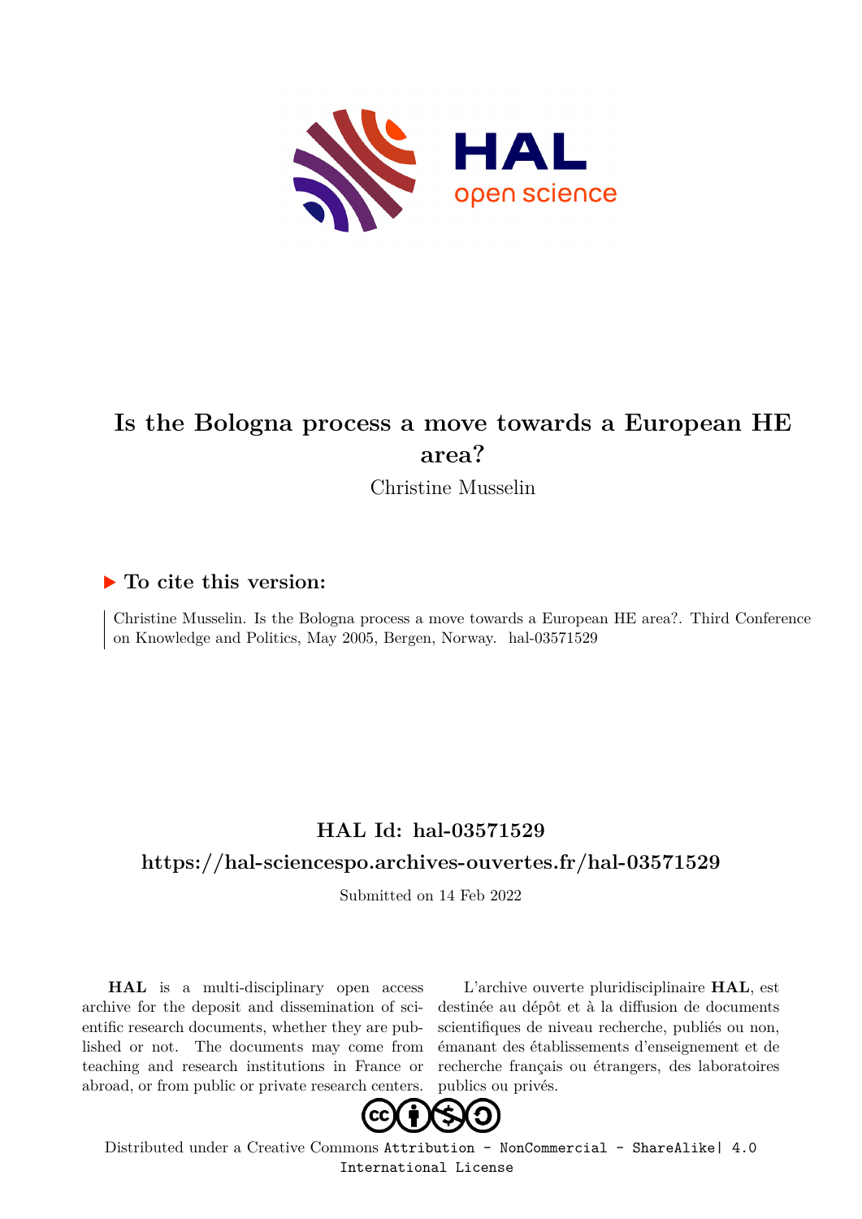# Is the Bologna process a move towards a European HE area?

Christine Musselin

## ▶ To cite this version:

Christine Musselin. Is the Bologna process a move towards a European HE area?. Third Conference on Knowledge and Politics, May 2005, Bergen, Norway. hal-03571529

## HAL Id: hal-03571529

## https://hal-sciencespo.archives-ouvertes.fr/hal-03571529

Submitted on 14 Feb 2022

**HAL** is a multi-disciplinary open access archive for the deposit and dissemination of scientific research documents, whether they are published or not. The documents may come from teaching and research institutions in France or abroad, or from public or private research centers.

L'archive ouverte pluridisciplinaire **HAL**, est destinée au dépôt et à la diffusion de documents scientifiques de niveau recherche, publiés ou non, émanant des établissements d'enseignement et de recherche français ou étrangers, des laboratoires publics ou privés.

Distributed under a Creative Commons Attribution - NonCommercial - ShareAlike| 4.0 International License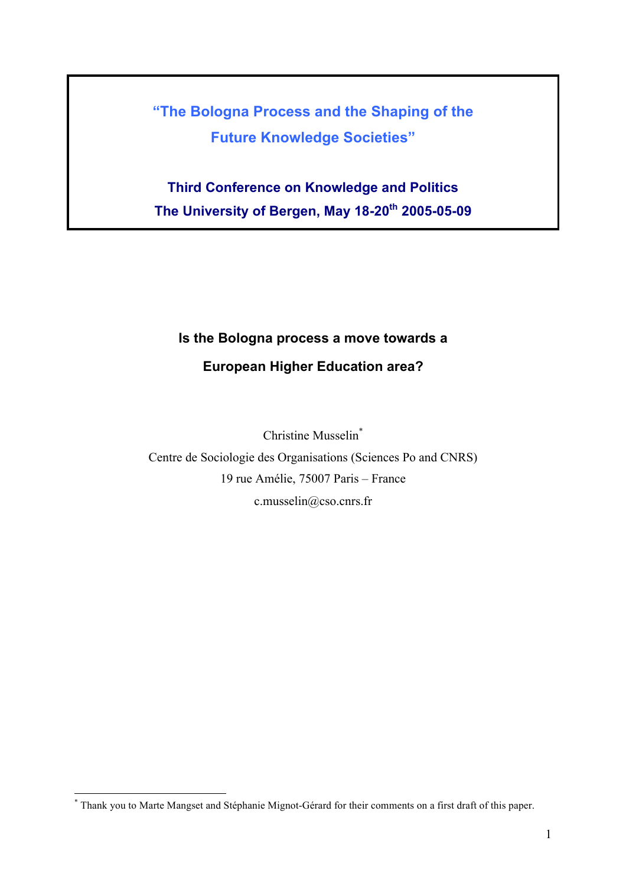**"The Bologna Process and the Shaping of the Future Knowledge Societies"**

**Third Conference on Knowledge and Politics**
**The University of Bergen, May 18-20th 2005-05-09**

# Is the Bologna process a move towards a European Higher Education area?

Christine Musselin[*]

Centre de Sociologie des Organisations (Sciences Po and CNRS)
19 rue Amélie, 75007 Paris – France
c.musselin@cso.cnrs.fr

[*] Thank you to Marte Mangset and Stéphanie Mignot-Gérard for their comments on a first draft of this paper.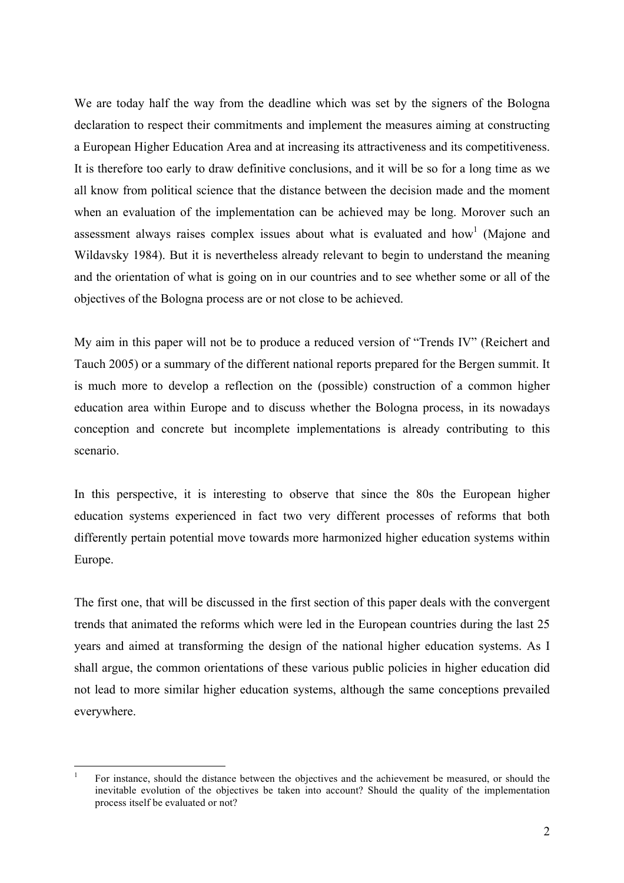We are today half the way from the deadline which was set by the signers of the Bologna declaration to respect their commitments and implement the measures aiming at constructing a European Higher Education Area and at increasing its attractiveness and its competitiveness. It is therefore too early to draw definitive conclusions, and it will be so for a long time as we all know from political science that the distance between the decision made and the moment when an evaluation of the implementation can be achieved may be long. Morover such an assessment always raises complex issues about what is evaluated and how[1] (Majone and Wildavsky 1984). But it is nevertheless already relevant to begin to understand the meaning and the orientation of what is going on in our countries and to see whether some or all of the objectives of the Bologna process are or not close to be achieved.

My aim in this paper will not be to produce a reduced version of "Trends IV" (Reichert and Tauch 2005) or a summary of the different national reports prepared for the Bergen summit. It is much more to develop a reflection on the (possible) construction of a common higher education area within Europe and to discuss whether the Bologna process, in its nowadays conception and concrete but incomplete implementations is already contributing to this scenario.

In this perspective, it is interesting to observe that since the 80s the European higher education systems experienced in fact two very different processes of reforms that both differently pertain potential move towards more harmonized higher education systems within Europe.

The first one, that will be discussed in the first section of this paper deals with the convergent trends that animated the reforms which were led in the European countries during the last 25 years and aimed at transforming the design of the national higher education systems. As I shall argue, the common orientations of these various public policies in higher education did not lead to more similar higher education systems, although the same conceptions prevailed everywhere.

[1] For instance, should the distance between the objectives and the achievement be measured, or should the inevitable evolution of the objectives be taken into account? Should the quality of the implementation process itself be evaluated or not?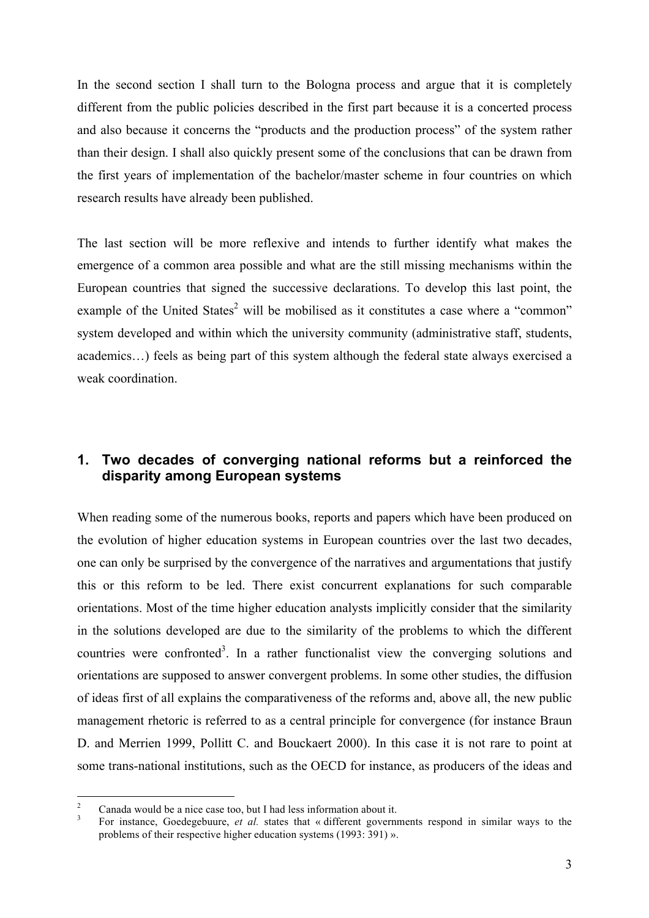In the second section I shall turn to the Bologna process and argue that it is completely different from the public policies described in the first part because it is a concerted process and also because it concerns the "products and the production process" of the system rather than their design. I shall also quickly present some of the conclusions that can be drawn from the first years of implementation of the bachelor/master scheme in four countries on which research results have already been published.

The last section will be more reflexive and intends to further identify what makes the emergence of a common area possible and what are the still missing mechanisms within the European countries that signed the successive declarations. To develop this last point, the example of the United States[2] will be mobilised as it constitutes a case where a "common" system developed and within which the university community (administrative staff, students, academics…) feels as being part of this system although the federal state always exercised a weak coordination.

## 1. Two decades of converging national reforms but a reinforced the disparity among European systems

When reading some of the numerous books, reports and papers which have been produced on the evolution of higher education systems in European countries over the last two decades, one can only be surprised by the convergence of the narratives and argumentations that justify this or this reform to be led. There exist concurrent explanations for such comparable orientations. Most of the time higher education analysts implicitly consider that the similarity in the solutions developed are due to the similarity of the problems to which the different countries were confronted[3]. In a rather functionalist view the converging solutions and orientations are supposed to answer convergent problems. In some other studies, the diffusion of ideas first of all explains the comparativeness of the reforms and, above all, the new public management rhetoric is referred to as a central principle for convergence (for instance Braun D. and Merrien 1999, Pollitt C. and Bouckaert 2000). In this case it is not rare to point at some trans-national institutions, such as the OECD for instance, as producers of the ideas and

---

[2] Canada would be a nice case too, but I had less information about it.

[3] For instance, Goedegebuure, *et al.* states that « different governments respond in similar ways to the problems of their respective higher education systems (1993: 391) ».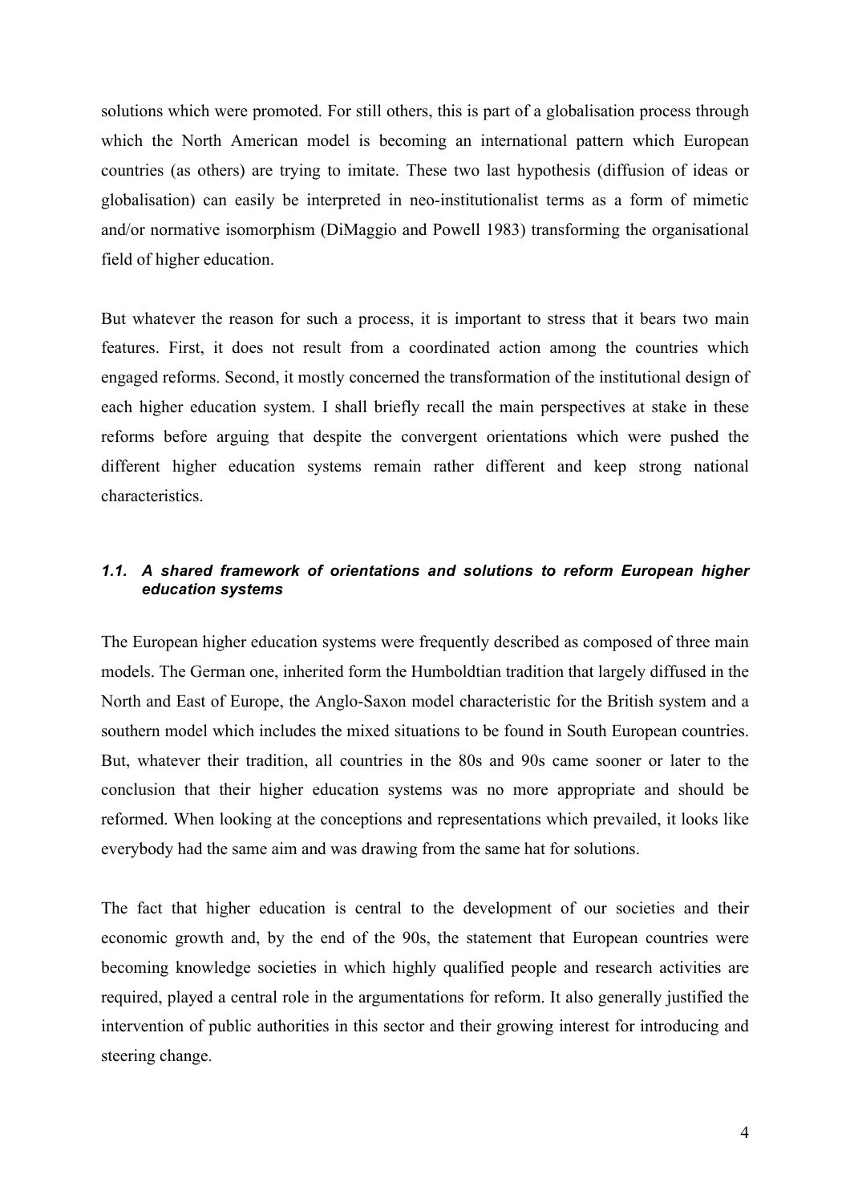solutions which were promoted. For still others, this is part of a globalisation process through which the North American model is becoming an international pattern which European countries (as others) are trying to imitate. These two last hypothesis (diffusion of ideas or globalisation) can easily be interpreted in neo-institutionalist terms as a form of mimetic and/or normative isomorphism (DiMaggio and Powell 1983) transforming the organisational field of higher education.

But whatever the reason for such a process, it is important to stress that it bears two main features. First, it does not result from a coordinated action among the countries which engaged reforms. Second, it mostly concerned the transformation of the institutional design of each higher education system. I shall briefly recall the main perspectives at stake in these reforms before arguing that despite the convergent orientations which were pushed the different higher education systems remain rather different and keep strong national characteristics.

### *1.1. A shared framework of orientations and solutions to reform European higher education systems*

The European higher education systems were frequently described as composed of three main models. The German one, inherited form the Humboldtian tradition that largely diffused in the North and East of Europe, the Anglo-Saxon model characteristic for the British system and a southern model which includes the mixed situations to be found in South European countries. But, whatever their tradition, all countries in the 80s and 90s came sooner or later to the conclusion that their higher education systems was no more appropriate and should be reformed. When looking at the conceptions and representations which prevailed, it looks like everybody had the same aim and was drawing from the same hat for solutions.

The fact that higher education is central to the development of our societies and their economic growth and, by the end of the 90s, the statement that European countries were becoming knowledge societies in which highly qualified people and research activities are required, played a central role in the argumentations for reform. It also generally justified the intervention of public authorities in this sector and their growing interest for introducing and steering change.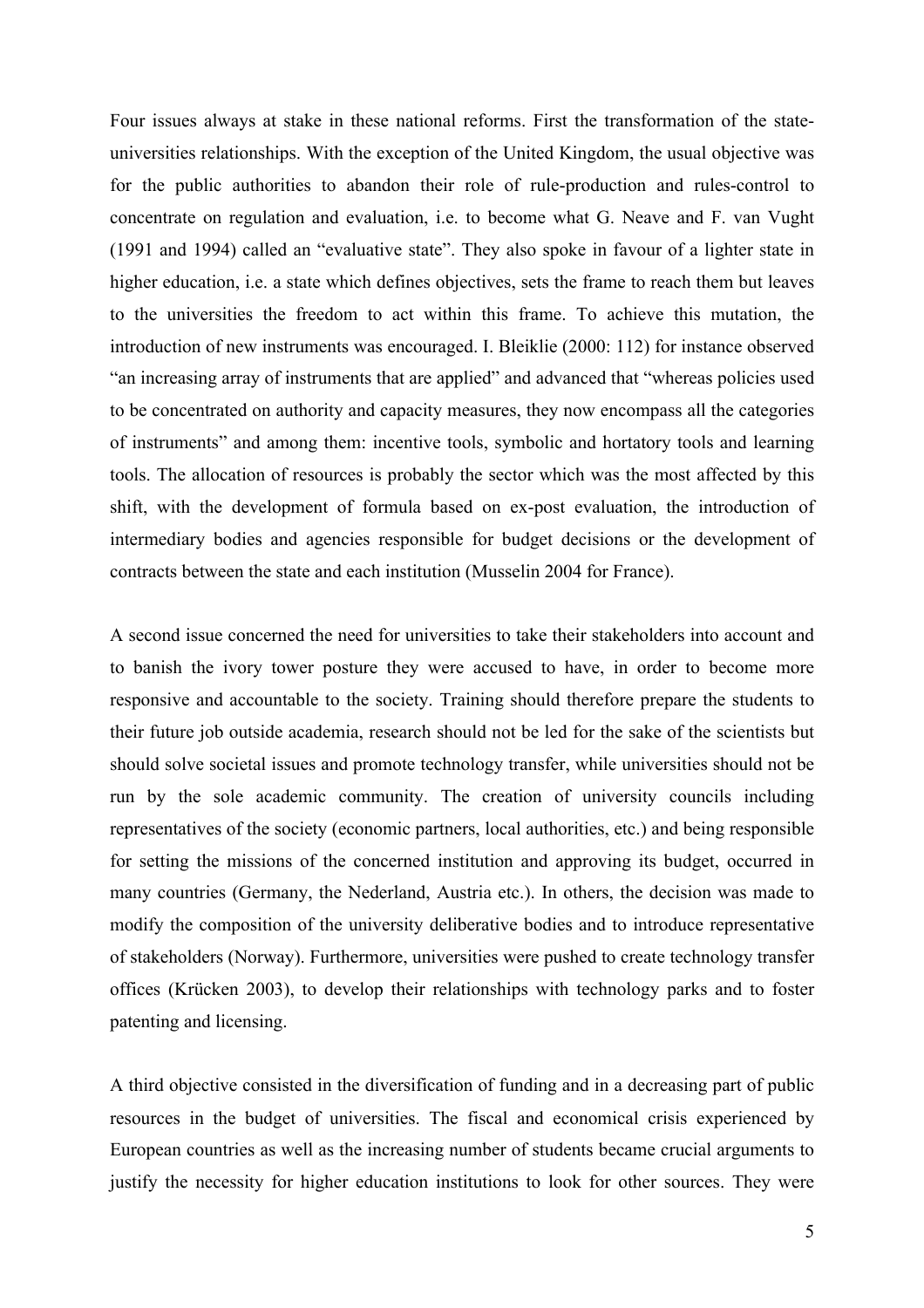Four issues always at stake in these national reforms. First the transformation of the state-universities relationships. With the exception of the United Kingdom, the usual objective was for the public authorities to abandon their role of rule-production and rules-control to concentrate on regulation and evaluation, i.e. to become what G. Neave and F. van Vught (1991 and 1994) called an "evaluative state". They also spoke in favour of a lighter state in higher education, i.e. a state which defines objectives, sets the frame to reach them but leaves to the universities the freedom to act within this frame. To achieve this mutation, the introduction of new instruments was encouraged. I. Bleiklie (2000: 112) for instance observed "an increasing array of instruments that are applied" and advanced that "whereas policies used to be concentrated on authority and capacity measures, they now encompass all the categories of instruments" and among them: incentive tools, symbolic and hortatory tools and learning tools. The allocation of resources is probably the sector which was the most affected by this shift, with the development of formula based on ex-post evaluation, the introduction of intermediary bodies and agencies responsible for budget decisions or the development of contracts between the state and each institution (Musselin 2004 for France).

A second issue concerned the need for universities to take their stakeholders into account and to banish the ivory tower posture they were accused to have, in order to become more responsive and accountable to the society. Training should therefore prepare the students to their future job outside academia, research should not be led for the sake of the scientists but should solve societal issues and promote technology transfer, while universities should not be run by the sole academic community. The creation of university councils including representatives of the society (economic partners, local authorities, etc.) and being responsible for setting the missions of the concerned institution and approving its budget, occurred in many countries (Germany, the Nederland, Austria etc.). In others, the decision was made to modify the composition of the university deliberative bodies and to introduce representative of stakeholders (Norway). Furthermore, universities were pushed to create technology transfer offices (Krücken 2003), to develop their relationships with technology parks and to foster patenting and licensing.

A third objective consisted in the diversification of funding and in a decreasing part of public resources in the budget of universities. The fiscal and economical crisis experienced by European countries as well as the increasing number of students became crucial arguments to justify the necessity for higher education institutions to look for other sources. They were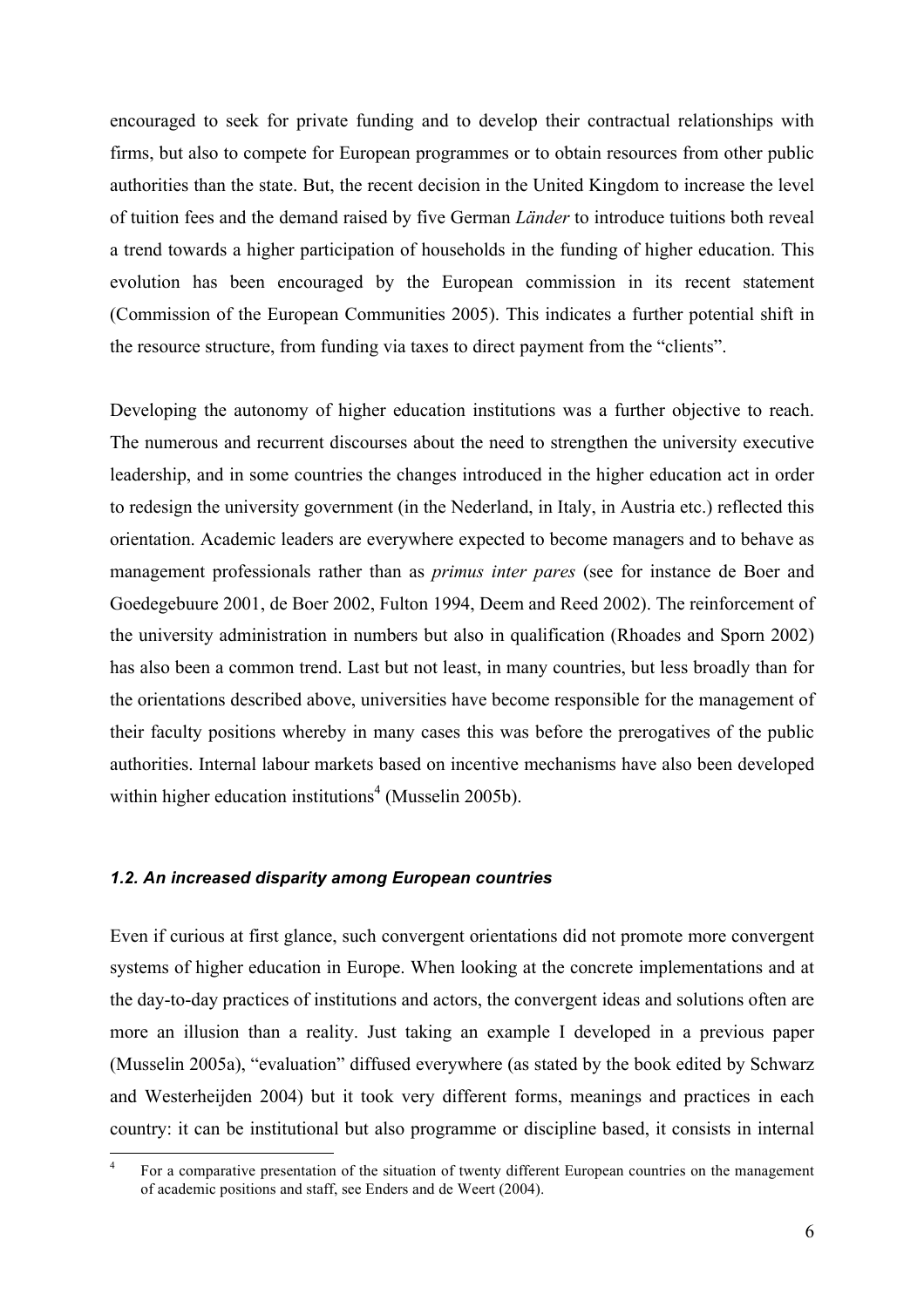encouraged to seek for private funding and to develop their contractual relationships with firms, but also to compete for European programmes or to obtain resources from other public authorities than the state. But, the recent decision in the United Kingdom to increase the level of tuition fees and the demand raised by five German *Länder* to introduce tuitions both reveal a trend towards a higher participation of households in the funding of higher education. This evolution has been encouraged by the European commission in its recent statement (Commission of the European Communities 2005). This indicates a further potential shift in the resource structure, from funding via taxes to direct payment from the "clients".

Developing the autonomy of higher education institutions was a further objective to reach. The numerous and recurrent discourses about the need to strengthen the university executive leadership, and in some countries the changes introduced in the higher education act in order to redesign the university government (in the Nederland, in Italy, in Austria etc.) reflected this orientation. Academic leaders are everywhere expected to become managers and to behave as management professionals rather than as *primus inter pares* (see for instance de Boer and Goedegebuure 2001, de Boer 2002, Fulton 1994, Deem and Reed 2002). The reinforcement of the university administration in numbers but also in qualification (Rhoades and Sporn 2002) has also been a common trend. Last but not least, in many countries, but less broadly than for the orientations described above, universities have become responsible for the management of their faculty positions whereby in many cases this was before the prerogatives of the public authorities. Internal labour markets based on incentive mechanisms have also been developed within higher education institutions[4] (Musselin 2005b).

### *1.2. An increased disparity among European countries*

Even if curious at first glance, such convergent orientations did not promote more convergent systems of higher education in Europe. When looking at the concrete implementations and at the day-to-day practices of institutions and actors, the convergent ideas and solutions often are more an illusion than a reality. Just taking an example I developed in a previous paper (Musselin 2005a), "evaluation" diffused everywhere (as stated by the book edited by Schwarz and Westerheijden 2004) but it took very different forms, meanings and practices in each country: it can be institutional but also programme or discipline based, it consists in internal

[4] For a comparative presentation of the situation of twenty different European countries on the management of academic positions and staff, see Enders and de Weert (2004).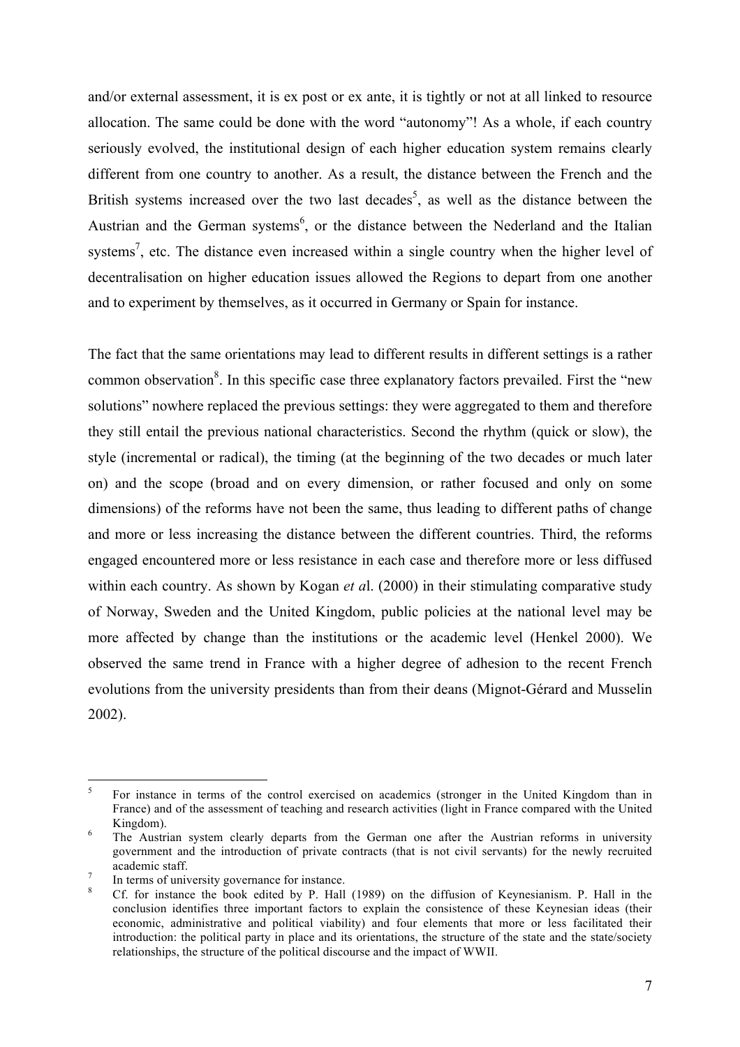and/or external assessment, it is ex post or ex ante, it is tightly or not at all linked to resource allocation. The same could be done with the word "autonomy"! As a whole, if each country seriously evolved, the institutional design of each higher education system remains clearly different from one country to another. As a result, the distance between the French and the British systems increased over the two last decades[5], as well as the distance between the Austrian and the German systems[6], or the distance between the Nederland and the Italian systems[7], etc. The distance even increased within a single country when the higher level of decentralisation on higher education issues allowed the Regions to depart from one another and to experiment by themselves, as it occurred in Germany or Spain for instance.

The fact that the same orientations may lead to different results in different settings is a rather common observation[8]. In this specific case three explanatory factors prevailed. First the "new solutions" nowhere replaced the previous settings: they were aggregated to them and therefore they still entail the previous national characteristics. Second the rhythm (quick or slow), the style (incremental or radical), the timing (at the beginning of the two decades or much later on) and the scope (broad and on every dimension, or rather focused and only on some dimensions) of the reforms have not been the same, thus leading to different paths of change and more or less increasing the distance between the different countries. Third, the reforms engaged encountered more or less resistance in each case and therefore more or less diffused within each country. As shown by Kogan *et a*l. (2000) in their stimulating comparative study of Norway, Sweden and the United Kingdom, public policies at the national level may be more affected by change than the institutions or the academic level (Henkel 2000). We observed the same trend in France with a higher degree of adhesion to the recent French evolutions from the university presidents than from their deans (Mignot-Gérard and Musselin 2002).

---

[5] For instance in terms of the control exercised on academics (stronger in the United Kingdom than in France) and of the assessment of teaching and research activities (light in France compared with the United Kingdom).

[6] The Austrian system clearly departs from the German one after the Austrian reforms in university government and the introduction of private contracts (that is not civil servants) for the newly recruited academic staff.

[7] In terms of university governance for instance.

[8] Cf. for instance the book edited by P. Hall (1989) on the diffusion of Keynesianism. P. Hall in the conclusion identifies three important factors to explain the consistence of these Keynesian ideas (their economic, administrative and political viability) and four elements that more or less facilitated their introduction: the political party in place and its orientations, the structure of the state and the state/society relationships, the structure of the political discourse and the impact of WWII.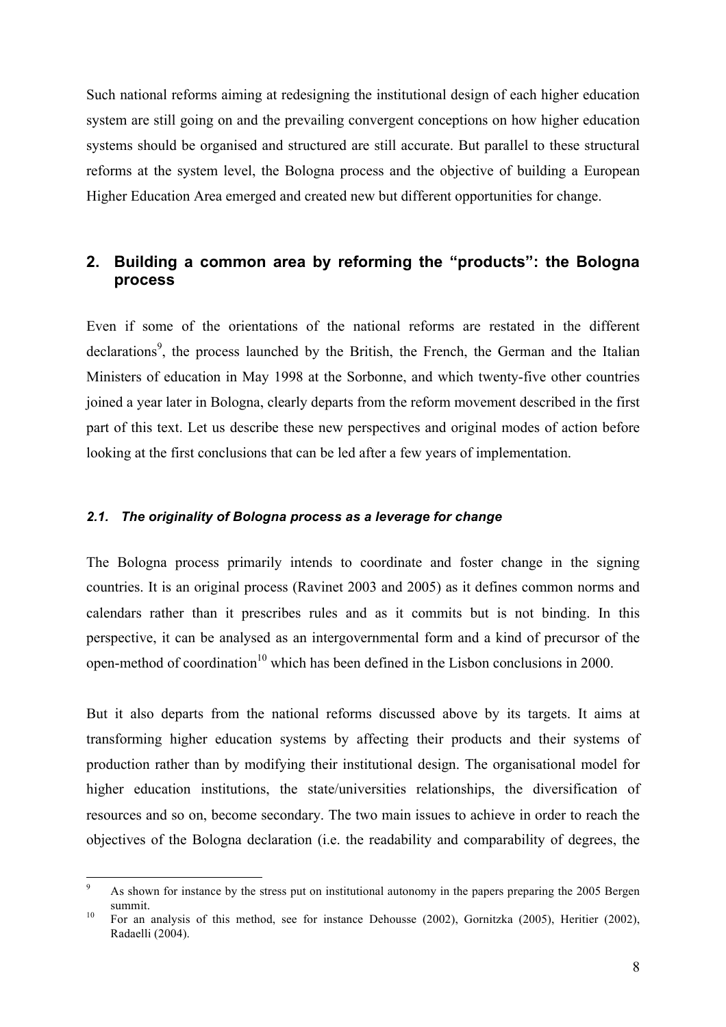Such national reforms aiming at redesigning the institutional design of each higher education system are still going on and the prevailing convergent conceptions on how higher education systems should be organised and structured are still accurate. But parallel to these structural reforms at the system level, the Bologna process and the objective of building a European Higher Education Area emerged and created new but different opportunities for change.

## 2. Building a common area by reforming the "products": the Bologna process

Even if some of the orientations of the national reforms are restated in the different declarations[9], the process launched by the British, the French, the German and the Italian Ministers of education in May 1998 at the Sorbonne, and which twenty-five other countries joined a year later in Bologna, clearly departs from the reform movement described in the first part of this text. Let us describe these new perspectives and original modes of action before looking at the first conclusions that can be led after a few years of implementation.

### *2.1. The originality of Bologna process as a leverage for change*

The Bologna process primarily intends to coordinate and foster change in the signing countries. It is an original process (Ravinet 2003 and 2005) as it defines common norms and calendars rather than it prescribes rules and as it commits but is not binding. In this perspective, it can be analysed as an intergovernmental form and a kind of precursor of the open-method of coordination[10] which has been defined in the Lisbon conclusions in 2000.

But it also departs from the national reforms discussed above by its targets. It aims at transforming higher education systems by affecting their products and their systems of production rather than by modifying their institutional design. The organisational model for higher education institutions, the state/universities relationships, the diversification of resources and so on, become secondary. The two main issues to achieve in order to reach the objectives of the Bologna declaration (i.e. the readability and comparability of degrees, the

---

[9] As shown for instance by the stress put on institutional autonomy in the papers preparing the 2005 Bergen summit.

[10] For an analysis of this method, see for instance Dehousse (2002), Gornitzka (2005), Heritier (2002), Radaelli (2004).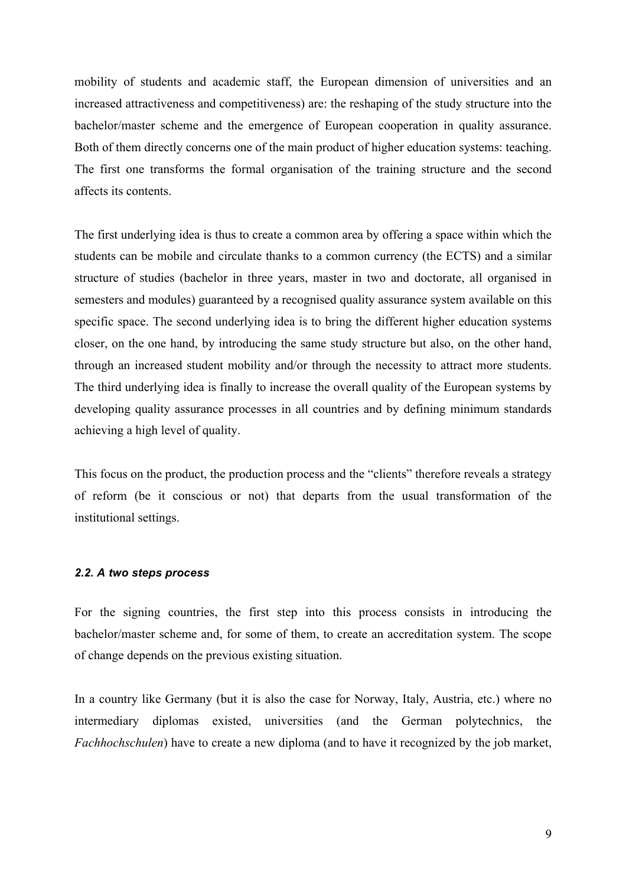mobility of students and academic staff, the European dimension of universities and an increased attractiveness and competitiveness) are: the reshaping of the study structure into the bachelor/master scheme and the emergence of European cooperation in quality assurance. Both of them directly concerns one of the main product of higher education systems: teaching. The first one transforms the formal organisation of the training structure and the second affects its contents.

The first underlying idea is thus to create a common area by offering a space within which the students can be mobile and circulate thanks to a common currency (the ECTS) and a similar structure of studies (bachelor in three years, master in two and doctorate, all organised in semesters and modules) guaranteed by a recognised quality assurance system available on this specific space. The second underlying idea is to bring the different higher education systems closer, on the one hand, by introducing the same study structure but also, on the other hand, through an increased student mobility and/or through the necessity to attract more students. The third underlying idea is finally to increase the overall quality of the European systems by developing quality assurance processes in all countries and by defining minimum standards achieving a high level of quality.

This focus on the product, the production process and the "clients" therefore reveals a strategy of reform (be it conscious or not) that departs from the usual transformation of the institutional settings.

### *2.2. A two steps process*

For the signing countries, the first step into this process consists in introducing the bachelor/master scheme and, for some of them, to create an accreditation system. The scope of change depends on the previous existing situation.

In a country like Germany (but it is also the case for Norway, Italy, Austria, etc.) where no intermediary diplomas existed, universities (and the German polytechnics, the *Fachhochschulen*) have to create a new diploma (and to have it recognized by the job market,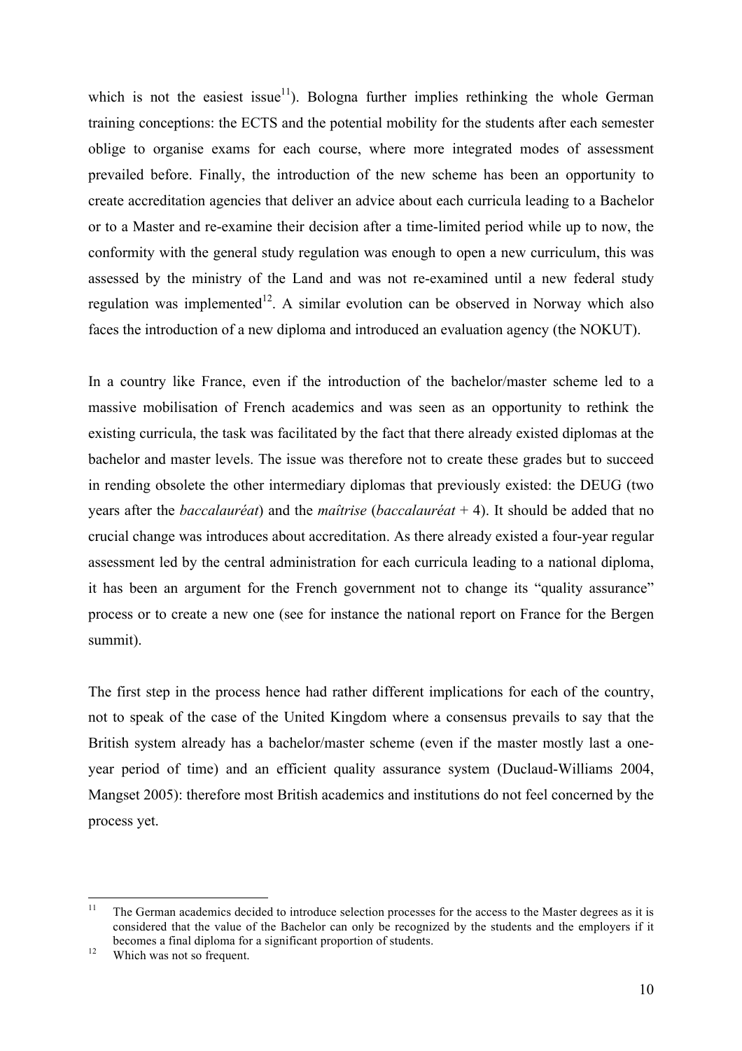which is not the easiest issue[11]). Bologna further implies rethinking the whole German training conceptions: the ECTS and the potential mobility for the students after each semester oblige to organise exams for each course, where more integrated modes of assessment prevailed before. Finally, the introduction of the new scheme has been an opportunity to create accreditation agencies that deliver an advice about each curricula leading to a Bachelor or to a Master and re-examine their decision after a time-limited period while up to now, the conformity with the general study regulation was enough to open a new curriculum, this was assessed by the ministry of the Land and was not re-examined until a new federal study regulation was implemented[12]. A similar evolution can be observed in Norway which also faces the introduction of a new diploma and introduced an evaluation agency (the NOKUT).

In a country like France, even if the introduction of the bachelor/master scheme led to a massive mobilisation of French academics and was seen as an opportunity to rethink the existing curricula, the task was facilitated by the fact that there already existed diplomas at the bachelor and master levels. The issue was therefore not to create these grades but to succeed in rending obsolete the other intermediary diplomas that previously existed: the DEUG (two years after the *baccalauréat*) and the *maîtrise* (*baccalauréat* + 4). It should be added that no crucial change was introduces about accreditation. As there already existed a four-year regular assessment led by the central administration for each curricula leading to a national diploma, it has been an argument for the French government not to change its "quality assurance" process or to create a new one (see for instance the national report on France for the Bergen summit).

The first step in the process hence had rather different implications for each of the country, not to speak of the case of the United Kingdom where a consensus prevails to say that the British system already has a bachelor/master scheme (even if the master mostly last a one-year period of time) and an efficient quality assurance system (Duclaud-Williams 2004, Mangset 2005): therefore most British academics and institutions do not feel concerned by the process yet.

---

[11] The German academics decided to introduce selection processes for the access to the Master degrees as it is considered that the value of the Bachelor can only be recognized by the students and the employers if it becomes a final diploma for a significant proportion of students.

[12] Which was not so frequent.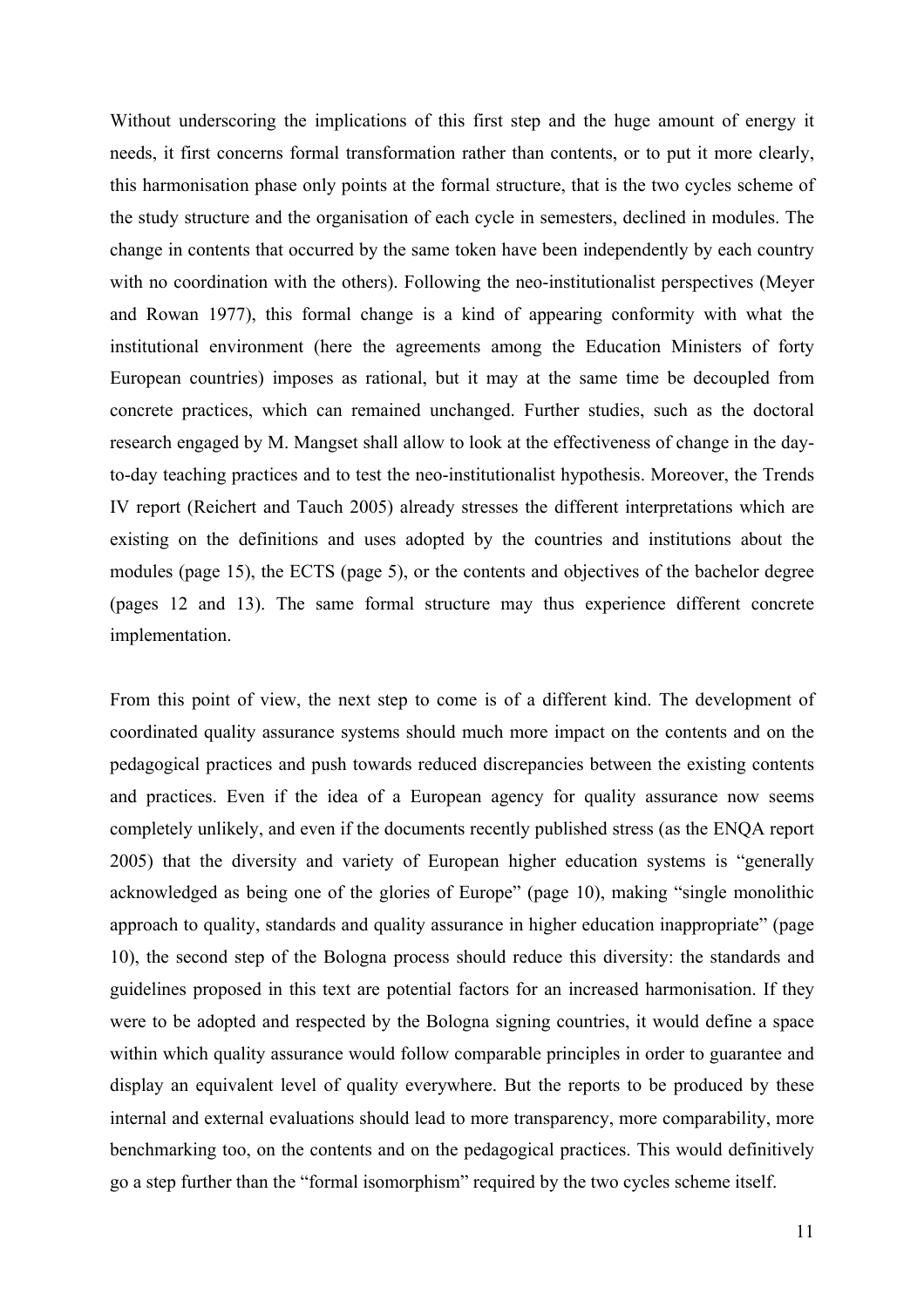Without underscoring the implications of this first step and the huge amount of energy it needs, it first concerns formal transformation rather than contents, or to put it more clearly, this harmonisation phase only points at the formal structure, that is the two cycles scheme of the study structure and the organisation of each cycle in semesters, declined in modules. The change in contents that occurred by the same token have been independently by each country with no coordination with the others). Following the neo-institutionalist perspectives (Meyer and Rowan 1977), this formal change is a kind of appearing conformity with what the institutional environment (here the agreements among the Education Ministers of forty European countries) imposes as rational, but it may at the same time be decoupled from concrete practices, which can remained unchanged. Further studies, such as the doctoral research engaged by M. Mangset shall allow to look at the effectiveness of change in the day-to-day teaching practices and to test the neo-institutionalist hypothesis. Moreover, the Trends IV report (Reichert and Tauch 2005) already stresses the different interpretations which are existing on the definitions and uses adopted by the countries and institutions about the modules (page 15), the ECTS (page 5), or the contents and objectives of the bachelor degree (pages 12 and 13). The same formal structure may thus experience different concrete implementation.

From this point of view, the next step to come is of a different kind. The development of coordinated quality assurance systems should much more impact on the contents and on the pedagogical practices and push towards reduced discrepancies between the existing contents and practices. Even if the idea of a European agency for quality assurance now seems completely unlikely, and even if the documents recently published stress (as the ENQA report 2005) that the diversity and variety of European higher education systems is "generally acknowledged as being one of the glories of Europe" (page 10), making "single monolithic approach to quality, standards and quality assurance in higher education inappropriate" (page 10), the second step of the Bologna process should reduce this diversity: the standards and guidelines proposed in this text are potential factors for an increased harmonisation. If they were to be adopted and respected by the Bologna signing countries, it would define a space within which quality assurance would follow comparable principles in order to guarantee and display an equivalent level of quality everywhere. But the reports to be produced by these internal and external evaluations should lead to more transparency, more comparability, more benchmarking too, on the contents and on the pedagogical practices. This would definitively go a step further than the "formal isomorphism" required by the two cycles scheme itself.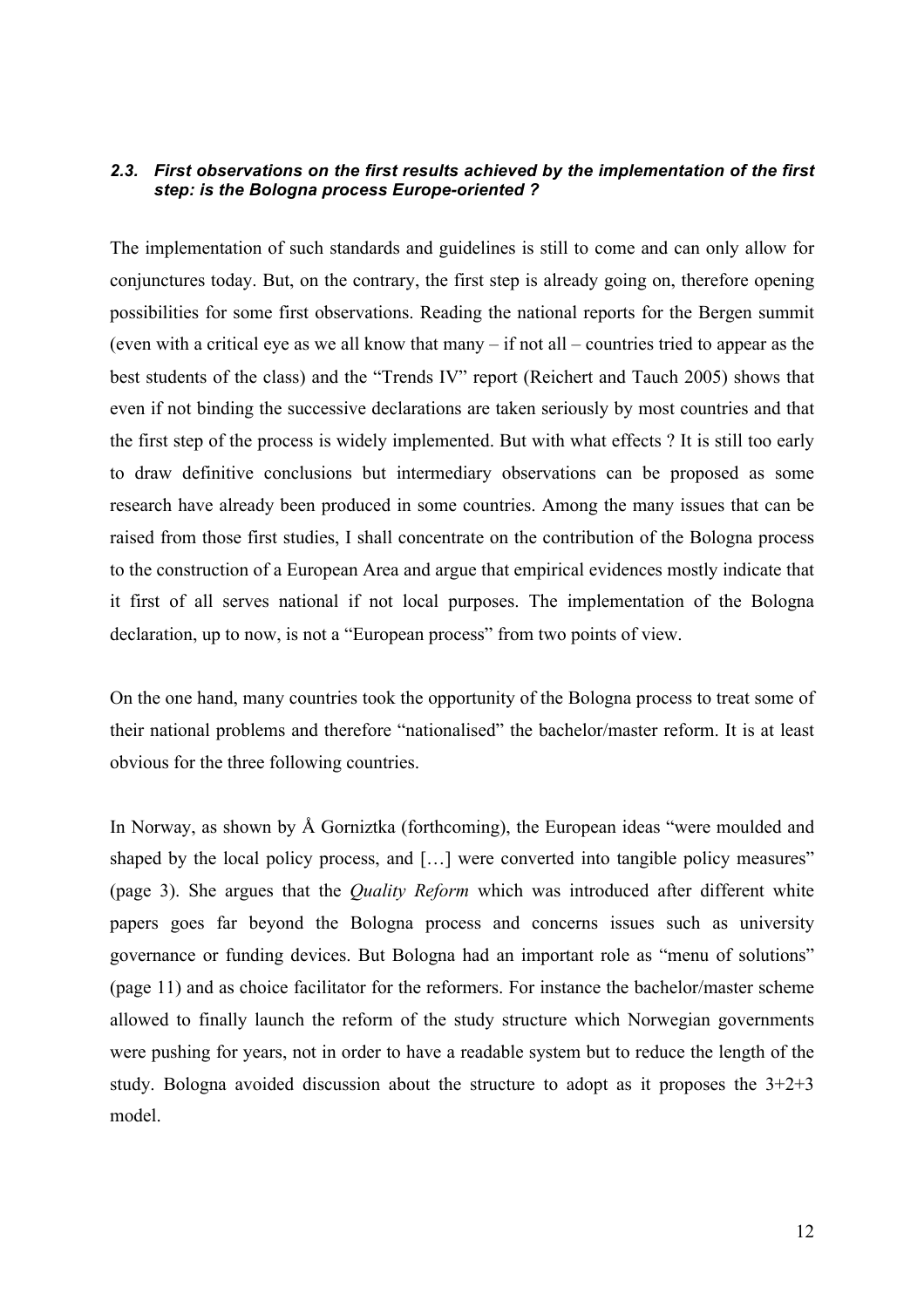### *2.3. First observations on the first results achieved by the implementation of the first step: is the Bologna process Europe-oriented ?*

The implementation of such standards and guidelines is still to come and can only allow for conjunctures today. But, on the contrary, the first step is already going on, therefore opening possibilities for some first observations. Reading the national reports for the Bergen summit (even with a critical eye as we all know that many – if not all – countries tried to appear as the best students of the class) and the "Trends IV" report (Reichert and Tauch 2005) shows that even if not binding the successive declarations are taken seriously by most countries and that the first step of the process is widely implemented. But with what effects ? It is still too early to draw definitive conclusions but intermediary observations can be proposed as some research have already been produced in some countries. Among the many issues that can be raised from those first studies, I shall concentrate on the contribution of the Bologna process to the construction of a European Area and argue that empirical evidences mostly indicate that it first of all serves national if not local purposes. The implementation of the Bologna declaration, up to now, is not a "European process" from two points of view.

On the one hand, many countries took the opportunity of the Bologna process to treat some of their national problems and therefore "nationalised" the bachelor/master reform. It is at least obvious for the three following countries.

In Norway, as shown by Å Gorniztka (forthcoming), the European ideas "were moulded and shaped by the local policy process, and […] were converted into tangible policy measures" (page 3). She argues that the *Quality Reform* which was introduced after different white papers goes far beyond the Bologna process and concerns issues such as university governance or funding devices. But Bologna had an important role as "menu of solutions" (page 11) and as choice facilitator for the reformers. For instance the bachelor/master scheme allowed to finally launch the reform of the study structure which Norwegian governments were pushing for years, not in order to have a readable system but to reduce the length of the study. Bologna avoided discussion about the structure to adopt as it proposes the 3+2+3 model.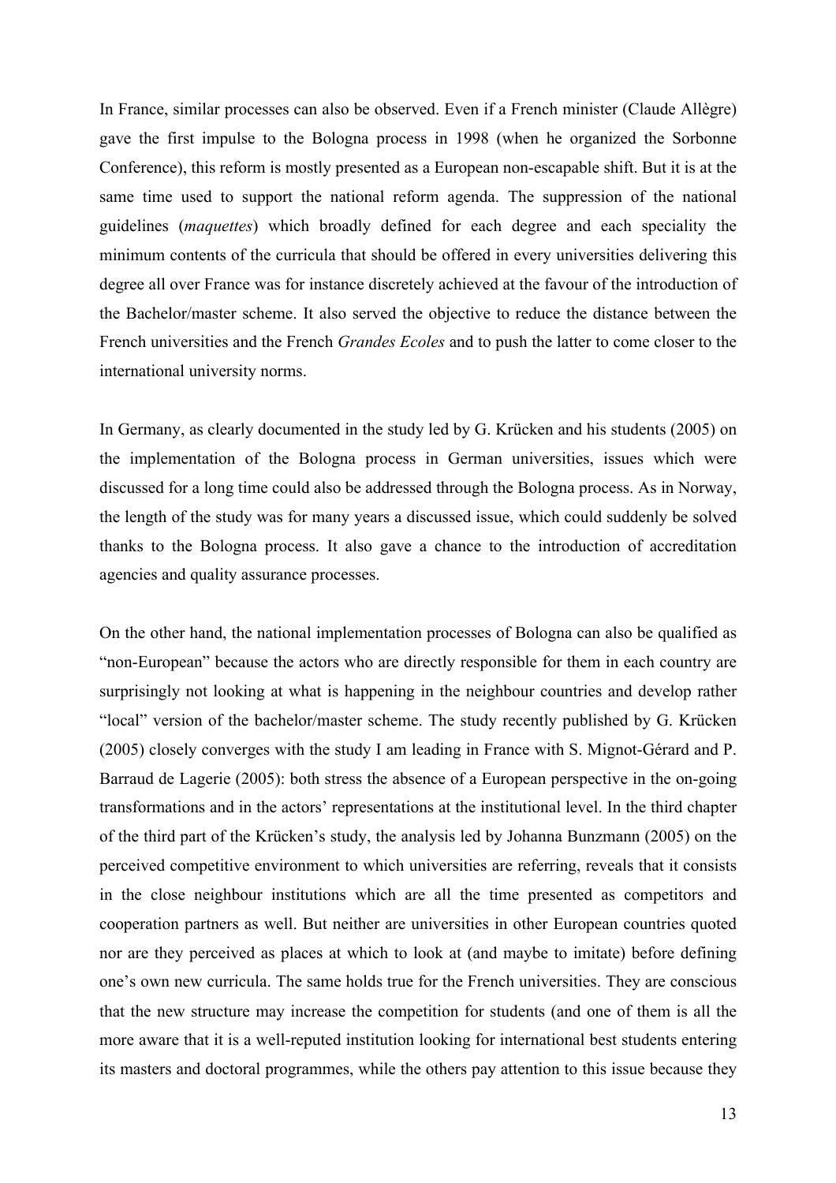In France, similar processes can also be observed. Even if a French minister (Claude Allègre) gave the first impulse to the Bologna process in 1998 (when he organized the Sorbonne Conference), this reform is mostly presented as a European non-escapable shift. But it is at the same time used to support the national reform agenda. The suppression of the national guidelines (*maquettes*) which broadly defined for each degree and each speciality the minimum contents of the curricula that should be offered in every universities delivering this degree all over France was for instance discretely achieved at the favour of the introduction of the Bachelor/master scheme. It also served the objective to reduce the distance between the French universities and the French *Grandes Ecoles* and to push the latter to come closer to the international university norms.

In Germany, as clearly documented in the study led by G. Krücken and his students (2005) on the implementation of the Bologna process in German universities, issues which were discussed for a long time could also be addressed through the Bologna process. As in Norway, the length of the study was for many years a discussed issue, which could suddenly be solved thanks to the Bologna process. It also gave a chance to the introduction of accreditation agencies and quality assurance processes.

On the other hand, the national implementation processes of Bologna can also be qualified as "non-European" because the actors who are directly responsible for them in each country are surprisingly not looking at what is happening in the neighbour countries and develop rather "local" version of the bachelor/master scheme. The study recently published by G. Krücken (2005) closely converges with the study I am leading in France with S. Mignot-Gérard and P. Barraud de Lagerie (2005): both stress the absence of a European perspective in the on-going transformations and in the actors' representations at the institutional level. In the third chapter of the third part of the Krücken's study, the analysis led by Johanna Bunzmann (2005) on the perceived competitive environment to which universities are referring, reveals that it consists in the close neighbour institutions which are all the time presented as competitors and cooperation partners as well. But neither are universities in other European countries quoted nor are they perceived as places at which to look at (and maybe to imitate) before defining one's own new curricula. The same holds true for the French universities. They are conscious that the new structure may increase the competition for students (and one of them is all the more aware that it is a well-reputed institution looking for international best students entering its masters and doctoral programmes, while the others pay attention to this issue because they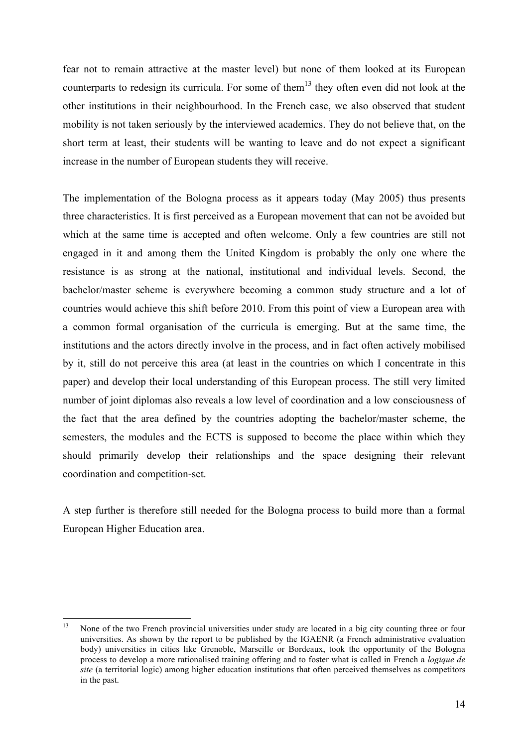fear not to remain attractive at the master level) but none of them looked at its European counterparts to redesign its curricula. For some of them[13] they often even did not look at the other institutions in their neighbourhood. In the French case, we also observed that student mobility is not taken seriously by the interviewed academics. They do not believe that, on the short term at least, their students will be wanting to leave and do not expect a significant increase in the number of European students they will receive.

The implementation of the Bologna process as it appears today (May 2005) thus presents three characteristics. It is first perceived as a European movement that can not be avoided but which at the same time is accepted and often welcome. Only a few countries are still not engaged in it and among them the United Kingdom is probably the only one where the resistance is as strong at the national, institutional and individual levels. Second, the bachelor/master scheme is everywhere becoming a common study structure and a lot of countries would achieve this shift before 2010. From this point of view a European area with a common formal organisation of the curricula is emerging. But at the same time, the institutions and the actors directly involve in the process, and in fact often actively mobilised by it, still do not perceive this area (at least in the countries on which I concentrate in this paper) and develop their local understanding of this European process. The still very limited number of joint diplomas also reveals a low level of coordination and a low consciousness of the fact that the area defined by the countries adopting the bachelor/master scheme, the semesters, the modules and the ECTS is supposed to become the place within which they should primarily develop their relationships and the space designing their relevant coordination and competition-set.

A step further is therefore still needed for the Bologna process to build more than a formal European Higher Education area.

---

[13] None of the two French provincial universities under study are located in a big city counting three or four universities. As shown by the report to be published by the IGAENR (a French administrative evaluation body) universities in cities like Grenoble, Marseille or Bordeaux, took the opportunity of the Bologna process to develop a more rationalised training offering and to foster what is called in French a *logique de site* (a territorial logic) among higher education institutions that often perceived themselves as competitors in the past.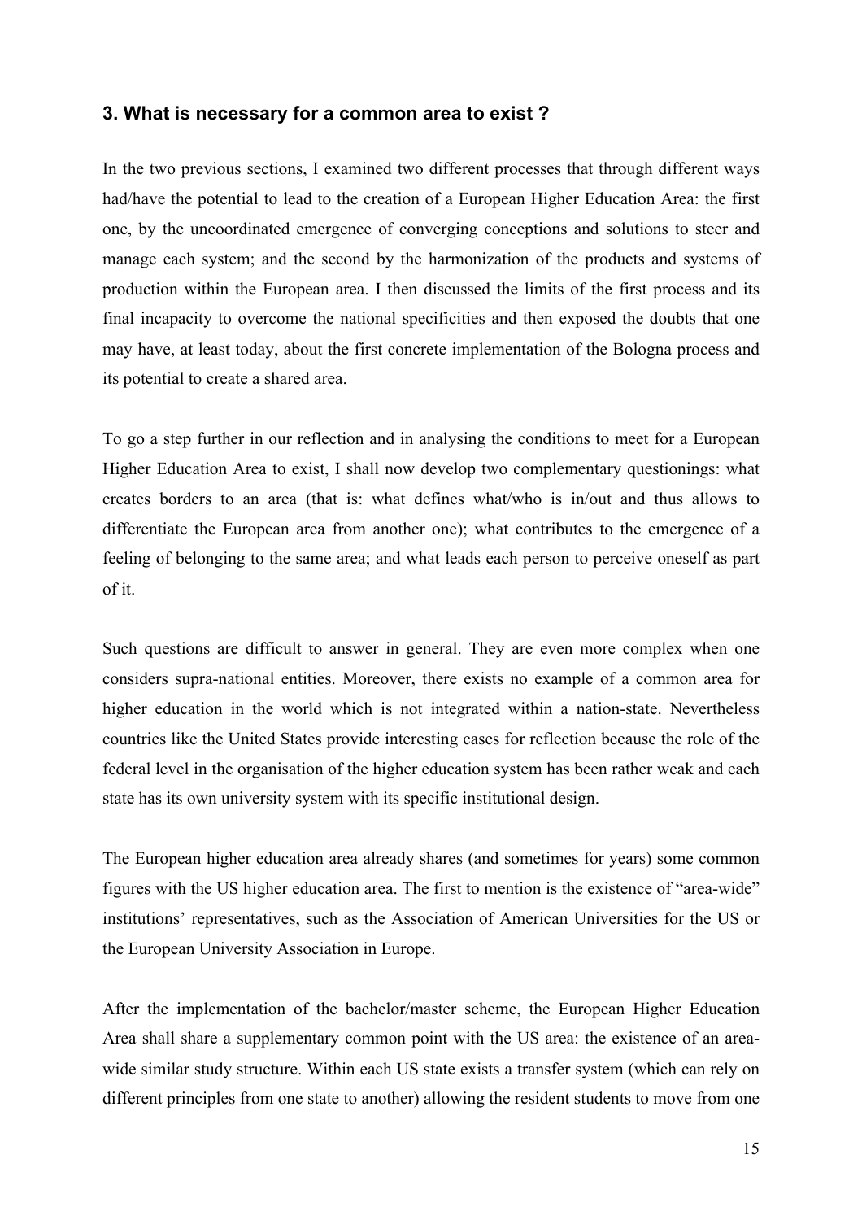### 3. What is necessary for a common area to exist ?

In the two previous sections, I examined two different processes that through different ways had/have the potential to lead to the creation of a European Higher Education Area: the first one, by the uncoordinated emergence of converging conceptions and solutions to steer and manage each system; and the second by the harmonization of the products and systems of production within the European area. I then discussed the limits of the first process and its final incapacity to overcome the national specificities and then exposed the doubts that one may have, at least today, about the first concrete implementation of the Bologna process and its potential to create a shared area.

To go a step further in our reflection and in analysing the conditions to meet for a European Higher Education Area to exist, I shall now develop two complementary questionings: what creates borders to an area (that is: what defines what/who is in/out and thus allows to differentiate the European area from another one); what contributes to the emergence of a feeling of belonging to the same area; and what leads each person to perceive oneself as part of it.

Such questions are difficult to answer in general. They are even more complex when one considers supra-national entities. Moreover, there exists no example of a common area for higher education in the world which is not integrated within a nation-state. Nevertheless countries like the United States provide interesting cases for reflection because the role of the federal level in the organisation of the higher education system has been rather weak and each state has its own university system with its specific institutional design.

The European higher education area already shares (and sometimes for years) some common figures with the US higher education area. The first to mention is the existence of "area-wide" institutions' representatives, such as the Association of American Universities for the US or the European University Association in Europe.

After the implementation of the bachelor/master scheme, the European Higher Education Area shall share a supplementary common point with the US area: the existence of an area-wide similar study structure. Within each US state exists a transfer system (which can rely on different principles from one state to another) allowing the resident students to move from one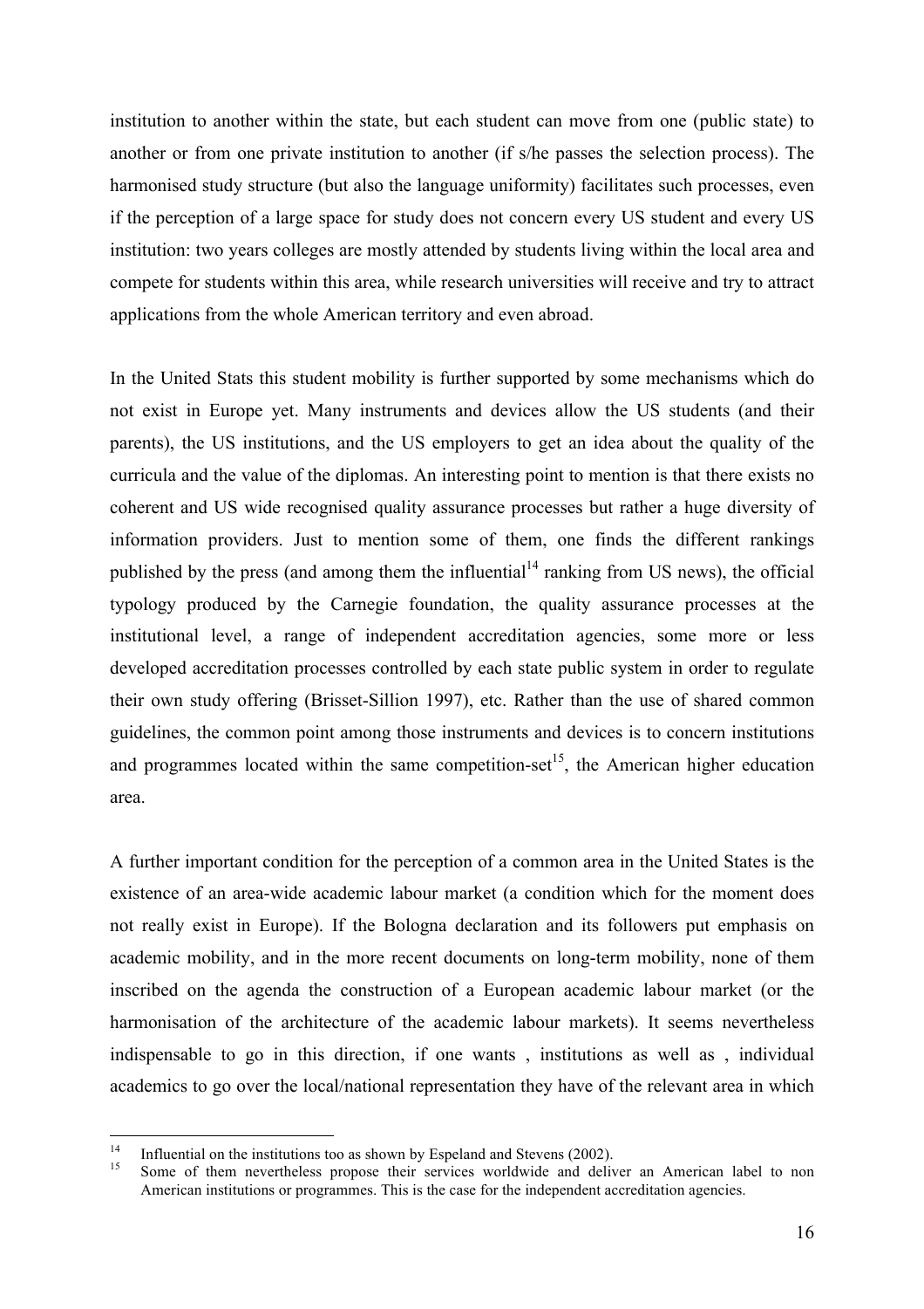institution to another within the state, but each student can move from one (public state) to another or from one private institution to another (if s/he passes the selection process). The harmonised study structure (but also the language uniformity) facilitates such processes, even if the perception of a large space for study does not concern every US student and every US institution: two years colleges are mostly attended by students living within the local area and compete for students within this area, while research universities will receive and try to attract applications from the whole American territory and even abroad.

In the United Stats this student mobility is further supported by some mechanisms which do not exist in Europe yet. Many instruments and devices allow the US students (and their parents), the US institutions, and the US employers to get an idea about the quality of the curricula and the value of the diplomas. An interesting point to mention is that there exists no coherent and US wide recognised quality assurance processes but rather a huge diversity of information providers. Just to mention some of them, one finds the different rankings published by the press (and among them the influential[14] ranking from US news), the official typology produced by the Carnegie foundation, the quality assurance processes at the institutional level, a range of independent accreditation agencies, some more or less developed accreditation processes controlled by each state public system in order to regulate their own study offering (Brisset-Sillion 1997), etc. Rather than the use of shared common guidelines, the common point among those instruments and devices is to concern institutions and programmes located within the same competition-set[15], the American higher education area.

A further important condition for the perception of a common area in the United States is the existence of an area-wide academic labour market (a condition which for the moment does not really exist in Europe). If the Bologna declaration and its followers put emphasis on academic mobility, and in the more recent documents on long-term mobility, none of them inscribed on the agenda the construction of a European academic labour market (or the harmonisation of the architecture of the academic labour markets). It seems nevertheless indispensable to go in this direction, if one wants , institutions as well as , individual academics to go over the local/national representation they have of the relevant area in which

[14] Influential on the institutions too as shown by Espeland and Stevens (2002).

[15] Some of them nevertheless propose their services worldwide and deliver an American label to non American institutions or programmes. This is the case for the independent accreditation agencies.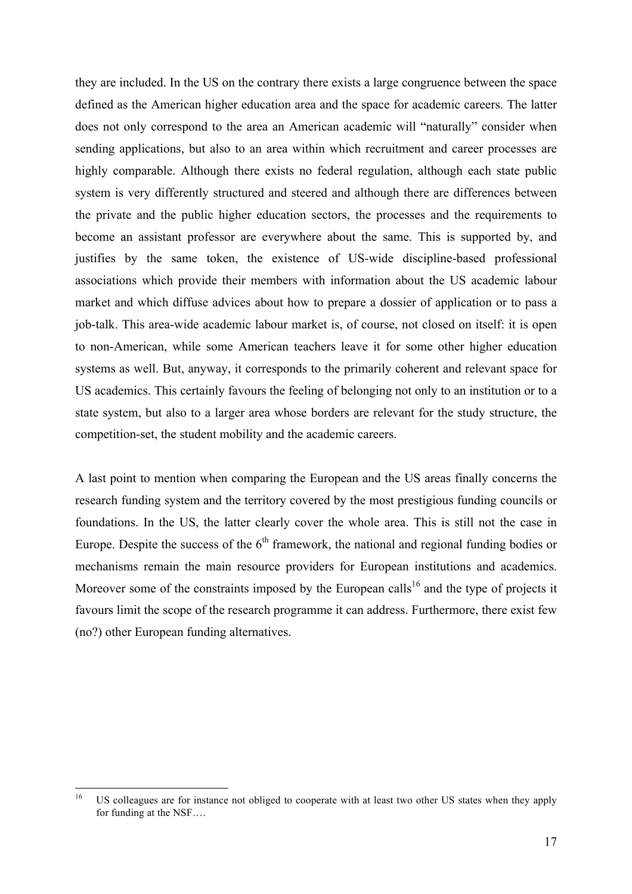they are included. In the US on the contrary there exists a large congruence between the space defined as the American higher education area and the space for academic careers. The latter does not only correspond to the area an American academic will "naturally" consider when sending applications, but also to an area within which recruitment and career processes are highly comparable. Although there exists no federal regulation, although each state public system is very differently structured and steered and although there are differences between the private and the public higher education sectors, the processes and the requirements to become an assistant professor are everywhere about the same. This is supported by, and justifies by the same token, the existence of US-wide discipline-based professional associations which provide their members with information about the US academic labour market and which diffuse advices about how to prepare a dossier of application or to pass a job-talk. This area-wide academic labour market is, of course, not closed on itself: it is open to non-American, while some American teachers leave it for some other higher education systems as well. But, anyway, it corresponds to the primarily coherent and relevant space for US academics. This certainly favours the feeling of belonging not only to an institution or to a state system, but also to a larger area whose borders are relevant for the study structure, the competition-set, the student mobility and the academic careers.

A last point to mention when comparing the European and the US areas finally concerns the research funding system and the territory covered by the most prestigious funding councils or foundations. In the US, the latter clearly cover the whole area. This is still not the case in Europe. Despite the success of the 6th framework, the national and regional funding bodies or mechanisms remain the main resource providers for European institutions and academics. Moreover some of the constraints imposed by the European calls[16] and the type of projects it favours limit the scope of the research programme it can address. Furthermore, there exist few (no?) other European funding alternatives.

[16] US colleagues are for instance not obliged to cooperate with at least two other US states when they apply for funding at the NSF….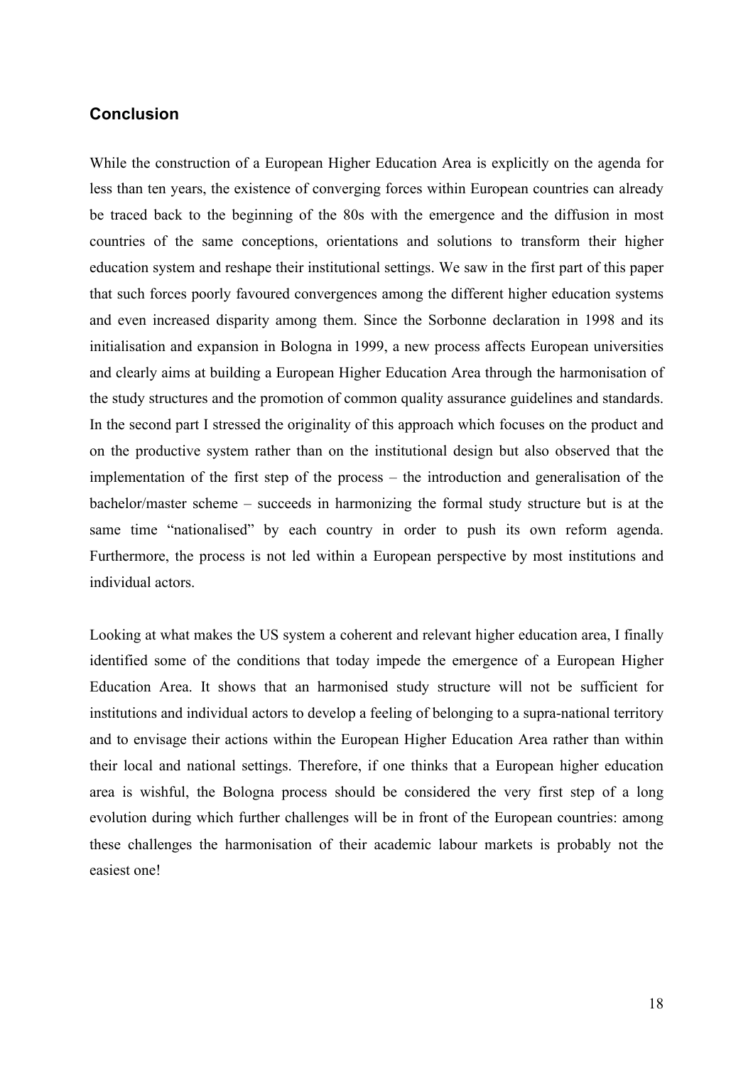## Conclusion

While the construction of a European Higher Education Area is explicitly on the agenda for less than ten years, the existence of converging forces within European countries can already be traced back to the beginning of the 80s with the emergence and the diffusion in most countries of the same conceptions, orientations and solutions to transform their higher education system and reshape their institutional settings. We saw in the first part of this paper that such forces poorly favoured convergences among the different higher education systems and even increased disparity among them. Since the Sorbonne declaration in 1998 and its initialisation and expansion in Bologna in 1999, a new process affects European universities and clearly aims at building a European Higher Education Area through the harmonisation of the study structures and the promotion of common quality assurance guidelines and standards. In the second part I stressed the originality of this approach which focuses on the product and on the productive system rather than on the institutional design but also observed that the implementation of the first step of the process – the introduction and generalisation of the bachelor/master scheme – succeeds in harmonizing the formal study structure but is at the same time "nationalised" by each country in order to push its own reform agenda. Furthermore, the process is not led within a European perspective by most institutions and individual actors.

Looking at what makes the US system a coherent and relevant higher education area, I finally identified some of the conditions that today impede the emergence of a European Higher Education Area. It shows that an harmonised study structure will not be sufficient for institutions and individual actors to develop a feeling of belonging to a supra-national territory and to envisage their actions within the European Higher Education Area rather than within their local and national settings. Therefore, if one thinks that a European higher education area is wishful, the Bologna process should be considered the very first step of a long evolution during which further challenges will be in front of the European countries: among these challenges the harmonisation of their academic labour markets is probably not the easiest one!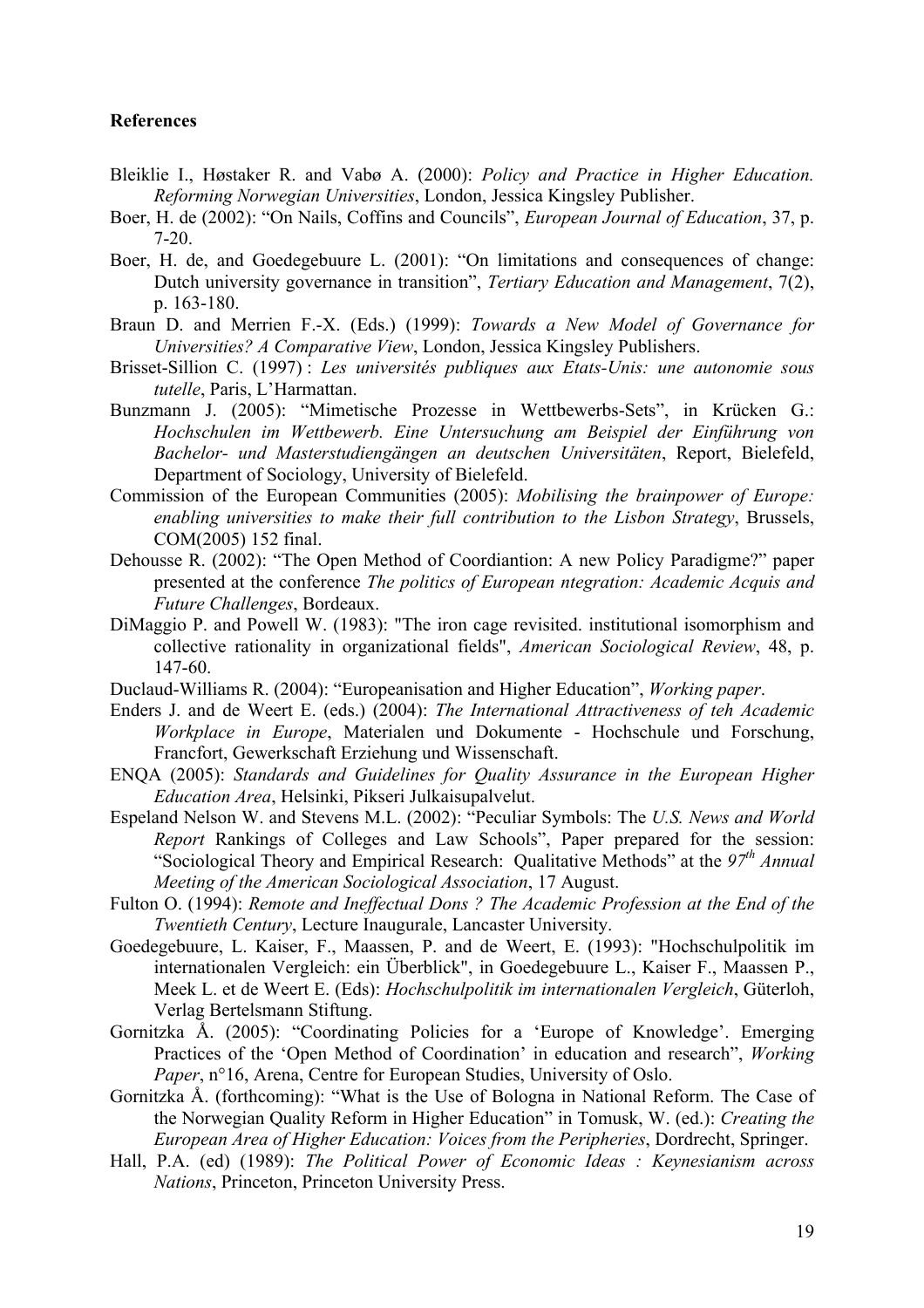**References**

Bleiklie I., Høstaker R. and Vabø A. (2000): *Policy and Practice in Higher Education. Reforming Norwegian Universities*, London, Jessica Kingsley Publisher.

Boer, H. de (2002): "On Nails, Coffins and Councils", *European Journal of Education*, 37, p. 7-20.

Boer, H. de, and Goedegebuure L. (2001): "On limitations and consequences of change: Dutch university governance in transition", *Tertiary Education and Management*, 7(2), p. 163-180.

Braun D. and Merrien F.-X. (Eds.) (1999): *Towards a New Model of Governance for Universities? A Comparative View*, London, Jessica Kingsley Publishers.

Brisset-Sillion C. (1997) : *Les universités publiques aux Etats-Unis: une autonomie sous tutelle*, Paris, L'Harmattan.

Bunzmann J. (2005): "Mimetische Prozesse in Wettbewerbs-Sets", in Krücken G.: *Hochschulen im Wettbewerb. Eine Untersuchung am Beispiel der Einführung von Bachelor- und Masterstudiengängen an deutschen Universitäten*, Report, Bielefeld, Department of Sociology, University of Bielefeld.

Commission of the European Communities (2005): *Mobilising the brainpower of Europe: enabling universities to make their full contribution to the Lisbon Strategy*, Brussels, COM(2005) 152 final.

Dehousse R. (2002): "The Open Method of Coordiantion: A new Policy Paradigme?" paper presented at the conference *The politics of European ntegration: Academic Acquis and Future Challenges*, Bordeaux.

DiMaggio P. and Powell W. (1983): "The iron cage revisited. institutional isomorphism and collective rationality in organizational fields", *American Sociological Review*, 48, p. 147-60.

Duclaud-Williams R. (2004): "Europeanisation and Higher Education", *Working paper*.

Enders J. and de Weert E. (eds.) (2004): *The International Attractiveness of teh Academic Workplace in Europe*, Materialen und Dokumente - Hochschule und Forschung, Francfort, Gewerkschaft Erziehung und Wissenschaft.

ENQA (2005): *Standards and Guidelines for Quality Assurance in the European Higher Education Area*, Helsinki, Pikseri Julkaisupalvelut.

Espeland Nelson W. and Stevens M.L. (2002): "Peculiar Symbols: The *U.S. News and World Report* Rankings of Colleges and Law Schools", Paper prepared for the session: "Sociological Theory and Empirical Research: Qualitative Methods" at the *97th Annual Meeting of the American Sociological Association*, 17 August.

Fulton O. (1994): *Remote and Ineffectual Dons ? The Academic Profession at the End of the Twentieth Century*, Lecture Inaugurale, Lancaster University.

Goedegebuure, L. Kaiser, F., Maassen, P. and de Weert, E. (1993): "Hochschulpolitik im internationalen Vergleich: ein Überblick", in Goedegebuure L., Kaiser F., Maassen P., Meek L. et de Weert E. (Eds): *Hochschulpolitik im internationalen Vergleich*, Güterloh, Verlag Bertelsmann Stiftung.

Gornitzka Å. (2005): "Coordinating Policies for a 'Europe of Knowledge'. Emerging Practices of the 'Open Method of Coordination' in education and research", *Working Paper*, n°16, Arena, Centre for European Studies, University of Oslo.

Gornitzka Å. (forthcoming): "What is the Use of Bologna in National Reform. The Case of the Norwegian Quality Reform in Higher Education" in Tomusk, W. (ed.): *Creating the European Area of Higher Education: Voices from the Peripheries*, Dordrecht, Springer.

Hall, P.A. (ed) (1989): *The Political Power of Economic Ideas : Keynesianism across Nations*, Princeton, Princeton University Press.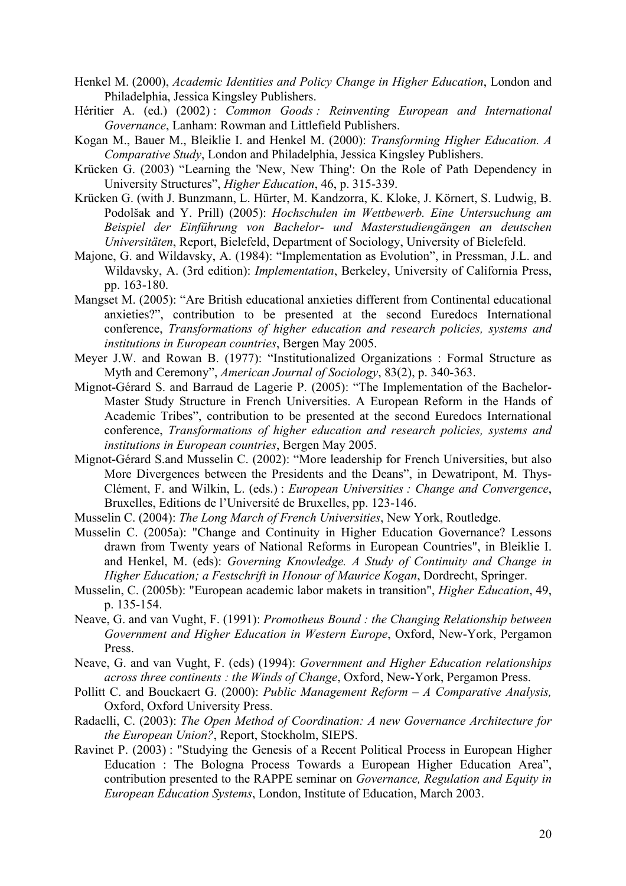Henkel M. (2000), *Academic Identities and Policy Change in Higher Education*, London and Philadelphia, Jessica Kingsley Publishers.

Héritier A. (ed.) (2002) : *Common Goods : Reinventing European and International Governance*, Lanham: Rowman and Littlefield Publishers.

Kogan M., Bauer M., Bleiklie I. and Henkel M. (2000): *Transforming Higher Education. A Comparative Study*, London and Philadelphia, Jessica Kingsley Publishers.

Krücken G. (2003) "Learning the 'New, New Thing': On the Role of Path Dependency in University Structures", *Higher Education*, 46, p. 315-339.

Krücken G. (with J. Bunzmann, L. Hürter, M. Kandzorra, K. Kloke, J. Körnert, S. Ludwig, B. Podolšak and Y. Prill) (2005): *Hochschulen im Wettbewerb. Eine Untersuchung am Beispiel der Einführung von Bachelor- und Masterstudiengängen an deutschen Universitäten*, Report, Bielefeld, Department of Sociology, University of Bielefeld.

Majone, G. and Wildavsky, A. (1984): "Implementation as Evolution", in Pressman, J.L. and Wildavsky, A. (3rd edition): *Implementation*, Berkeley, University of California Press, pp. 163-180.

Mangset M. (2005): "Are British educational anxieties different from Continental educational anxieties?", contribution to be presented at the second Euredocs International conference, *Transformations of higher education and research policies, systems and institutions in European countries*, Bergen May 2005.

Meyer J.W. and Rowan B. (1977): "Institutionalized Organizations : Formal Structure as Myth and Ceremony", *American Journal of Sociology*, 83(2), p. 340-363.

Mignot-Gérard S. and Barraud de Lagerie P. (2005): "The Implementation of the Bachelor-Master Study Structure in French Universities. A European Reform in the Hands of Academic Tribes", contribution to be presented at the second Euredocs International conference, *Transformations of higher education and research policies, systems and institutions in European countries*, Bergen May 2005.

Mignot-Gérard S.and Musselin C. (2002): "More leadership for French Universities, but also More Divergences between the Presidents and the Deans", in Dewatripont, M. Thys-Clément, F. and Wilkin, L. (eds.) : *European Universities : Change and Convergence*, Bruxelles, Editions de l'Université de Bruxelles, pp. 123-146.

Musselin C. (2004): *The Long March of French Universities*, New York, Routledge.

Musselin C. (2005a): "Change and Continuity in Higher Education Governance? Lessons drawn from Twenty years of National Reforms in European Countries", in Bleiklie I. and Henkel, M. (eds): *Governing Knowledge. A Study of Continuity and Change in Higher Education; a Festschrift in Honour of Maurice Kogan*, Dordrecht, Springer.

Musselin, C. (2005b): "European academic labor makets in transition", *Higher Education*, 49, p. 135-154.

Neave, G. and van Vught, F. (1991): *Promotheus Bound : the Changing Relationship between Government and Higher Education in Western Europe*, Oxford, New-York, Pergamon Press.

Neave, G. and van Vught, F. (eds) (1994): *Government and Higher Education relationships across three continents : the Winds of Change*, Oxford, New-York, Pergamon Press.

Pollitt C. and Bouckaert G. (2000): *Public Management Reform – A Comparative Analysis,* Oxford, Oxford University Press.

Radaelli, C. (2003): *The Open Method of Coordination: A new Governance Architecture for the European Union?*, Report, Stockholm, SIEPS.

Ravinet P. (2003) : "Studying the Genesis of a Recent Political Process in European Higher Education : The Bologna Process Towards a European Higher Education Area", contribution presented to the RAPPE seminar on *Governance, Regulation and Equity in European Education Systems*, London, Institute of Education, March 2003.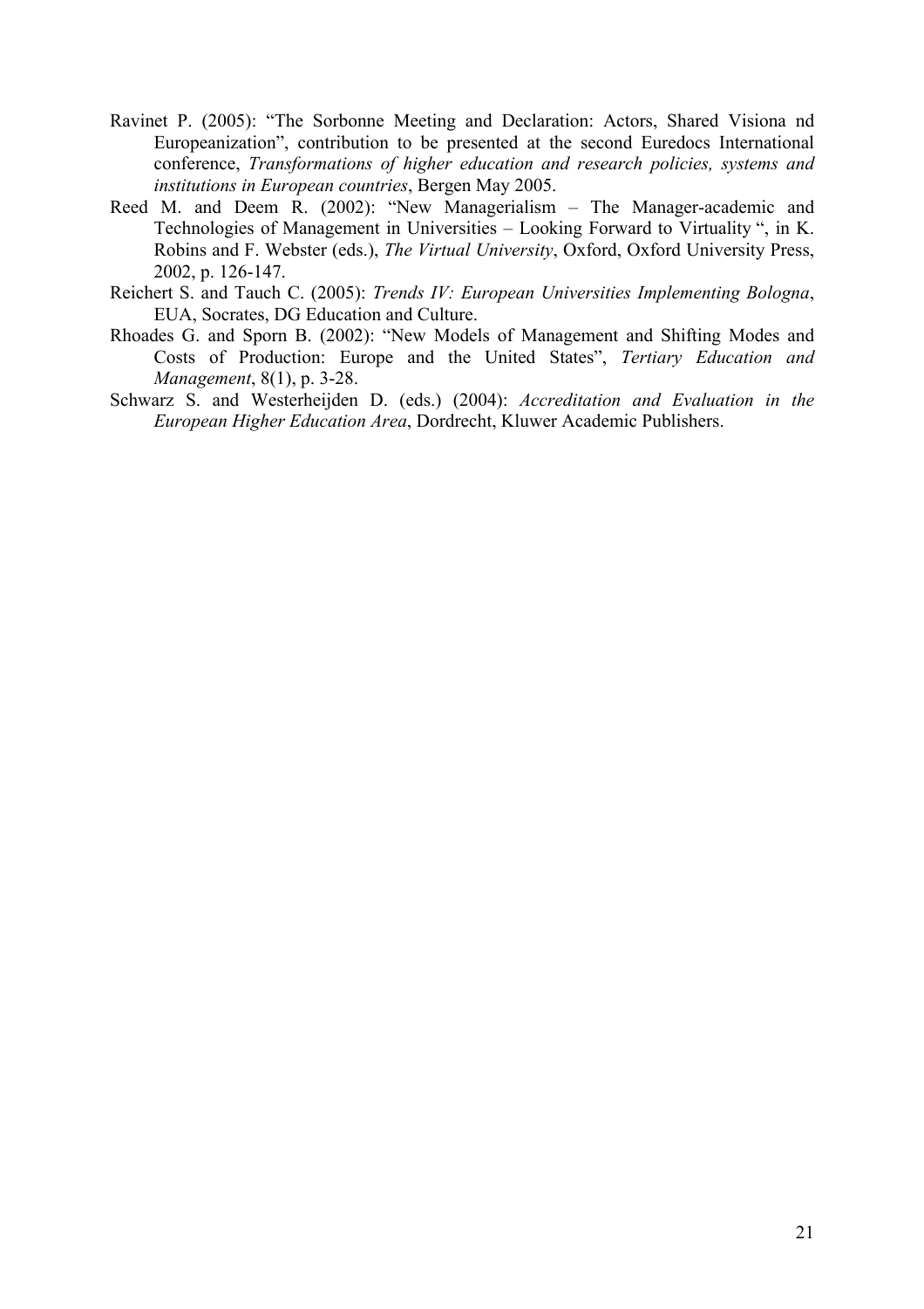Ravinet P. (2005): "The Sorbonne Meeting and Declaration: Actors, Shared Visiona nd Europeanization", contribution to be presented at the second Euredocs International conference, *Transformations of higher education and research policies, systems and institutions in European countries*, Bergen May 2005.

Reed M. and Deem R. (2002): "New Managerialism – The Manager-academic and Technologies of Management in Universities – Looking Forward to Virtuality ", in K. Robins and F. Webster (eds.), *The Virtual University*, Oxford, Oxford University Press, 2002, p. 126-147.

Reichert S. and Tauch C. (2005): *Trends IV: European Universities Implementing Bologna*, EUA, Socrates, DG Education and Culture.

Rhoades G. and Sporn B. (2002): "New Models of Management and Shifting Modes and Costs of Production: Europe and the United States", *Tertiary Education and Management*, 8(1), p. 3-28.

Schwarz S. and Westerheijden D. (eds.) (2004): *Accreditation and Evaluation in the European Higher Education Area*, Dordrecht, Kluwer Academic Publishers.